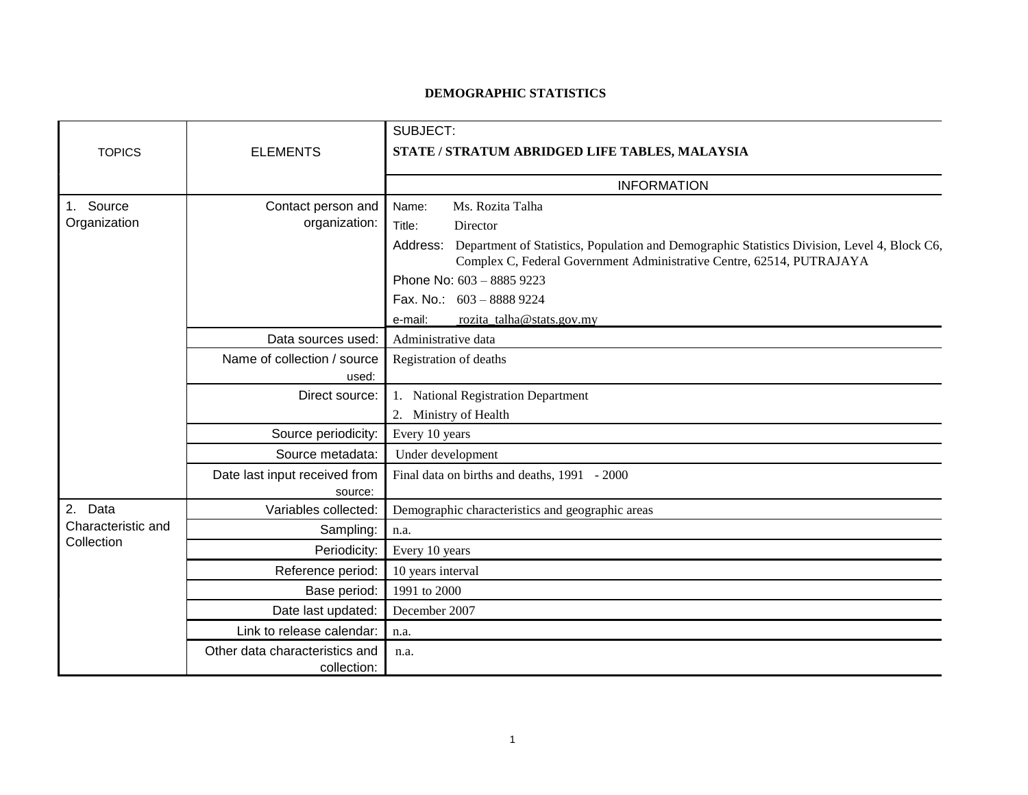# DEMOGRAPHIC STATISTICS

| TOPICS | ELEMENTS | SUBJECT: **STATE / STRATUM ABRIDGED LIFE TABLES, MALAYSIA** |
|---|---|---|
| | | INFORMATION |
| 1. Source Organization | Contact person and organization: | Name: Ms. Rozita Talha<br>Title: Director<br>Address: Department of Statistics, Population and Demographic Statistics Division, Level 4, Block C6, Complex C, Federal Government Administrative Centre, 62514, PUTRAJAYA<br>Phone No: 603 – 8885 9223<br>Fax. No.: 603 – 8888 9224<br>e-mail: rozita_talha@stats.gov.my |
| | Data sources used: | Administrative data |
| | Name of collection / source used: | Registration of deaths |
| | Direct source: | 1. National Registration Department<br>2. Ministry of Health |
| | Source periodicity: | Every 10 years |
| | Source metadata: | Under development |
| | Date last input received from source: | Final data on births and deaths, 1991 - 2000 |
| 2. Data Characteristic and Collection | Variables collected: | Demographic characteristics and geographic areas |
| | Sampling: | n.a. |
| | Periodicity: | Every 10 years |
| | Reference period: | 10 years interval |
| | Base period: | 1991 to 2000 |
| | Date last updated: | December 2007 |
| | Link to release calendar: | n.a. |
| | Other data characteristics and collection: | n.a. |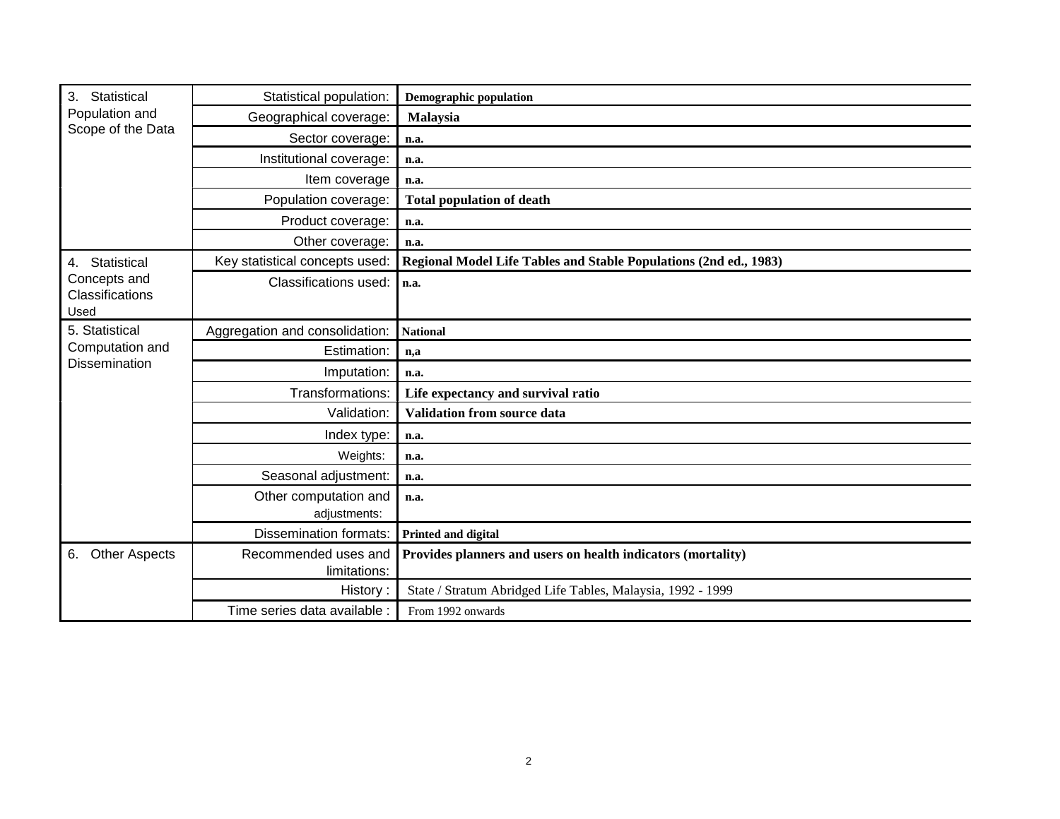| | | |
|---|---|---|
| 3. Statistical Population and Scope of the Data | Statistical population: | **Demographic population** |
| | Geographical coverage: | **Malaysia** |
| | Sector coverage: | **n.a.** |
| | Institutional coverage: | **n.a.** |
| | Item coverage | **n.a.** |
| | Population coverage: | **Total population of death** |
| | Product coverage: | **n.a.** |
| | Other coverage: | **n.a.** |
| 4. Statistical Concepts and Classifications Used | Key statistical concepts used: | **Regional Model Life Tables and Stable Populations (2nd ed., 1983)** |
| | Classifications used: | **n.a.** |
| 5. Statistical Computation and Dissemination | Aggregation and consolidation: | **National** |
| | Estimation: | **n,a** |
| | Imputation: | **n.a.** |
| | Transformations: | **Life expectancy and survival ratio** |
| | Validation: | **Validation from source data** |
| | Index type: | **n.a.** |
| | Weights: | **n.a.** |
| | Seasonal adjustment: | **n.a.** |
| | Other computation and adjustments: | **n.a.** |
| | Dissemination formats: | **Printed and digital** |
| 6. Other Aspects | Recommended uses and limitations: | **Provides planners and users on health indicators (mortality)** |
| | History : | State / Stratum Abridged Life Tables, Malaysia, 1992 - 1999 |
| | Time series data available : | From 1992 onwards |